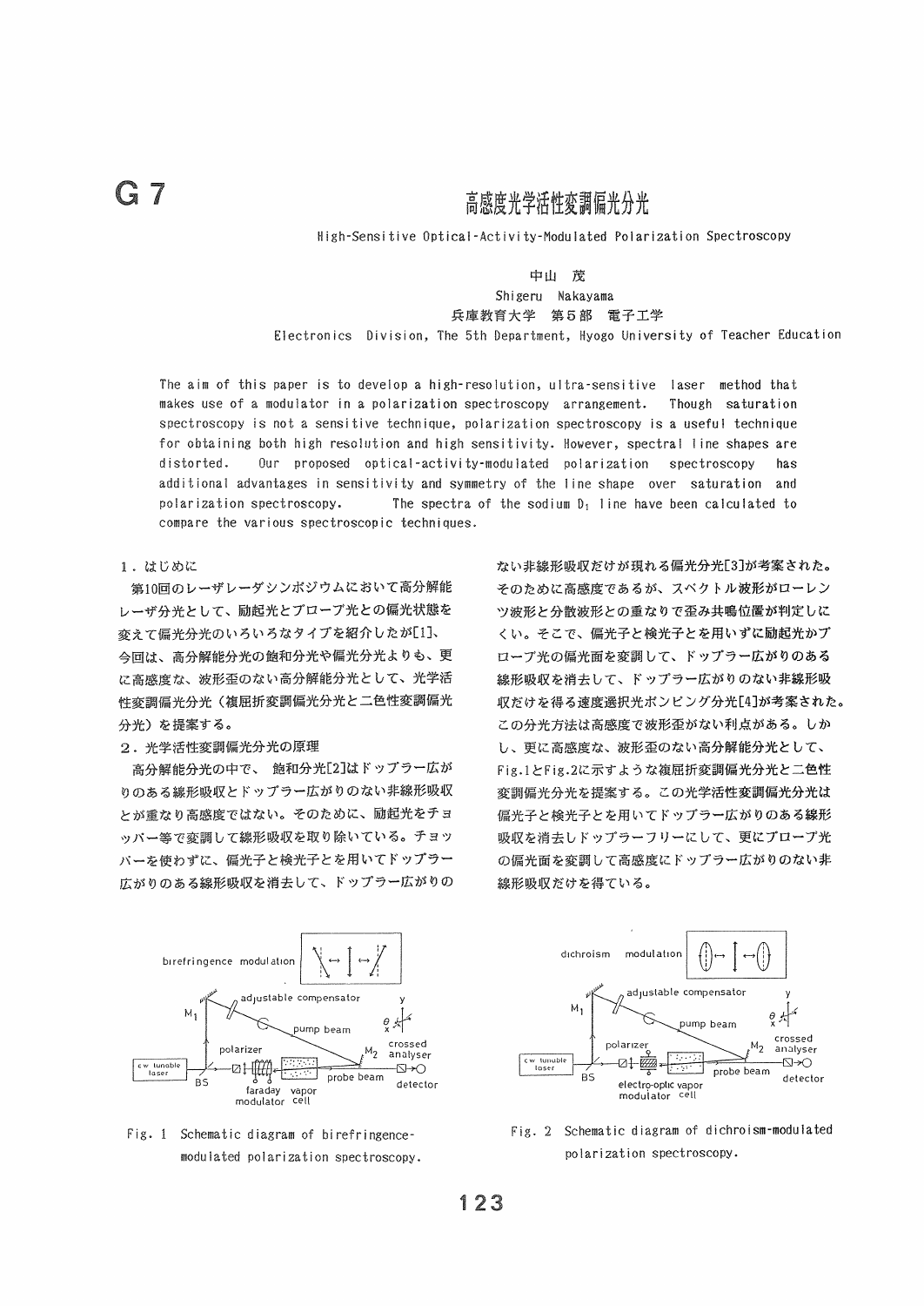G 7

# 高感度光学活性変調偏光分光

High-Sensitive Optical-Activity-Modulated Polarization Spectroscopy

中山　茂

Shigeru Nakayama

兵庫教育大学　第5部　電子工学

Electronics Division, The 5th Department, Hyogo University of Teacher Education

The aim of this paper is to develop a high-resolution, ultra-sensitive laser method that makes use of a modulator in a polarization spectroscopy arrangement. Though saturation spectroscopy is not a sensitive technique, polarization spectroscopy is a useful technique for obtaining both high resolution and high sensitivity. However, spectral line shapes are distorted. Our proposed optical-activity-modulated polarization spectroscopy has additional advantages in sensitivity and symmetry of the line shape over saturation and polarization spectroscopy. The spectra of the sodium $D_1$ line have been calculated to compare the various spectroscopic techniques.

## 1．はじめに

第10回のレーザレーザシンポジウムにおいて高分解能レーザ分光として、励起光とプローブ光との偏光状態を変えて偏光分光のいろいろなタイプを紹介したが[1]、今回は、高分解能分光の飽和分光や偏光分光よりも、更に高感度な、波形歪のない高分解能分光として、光学活性変調偏光分光（複屈折変調偏光分光と二色性変調偏光分光）を提案する。

## 2．光学活性変調偏光分光の原理

高分解能分光の中で、飽和分光[2]はドップラー広がりのある線形吸収とドップラー広がりのない非線形吸収とが重なり高感度ではない。そのために、励起光をチョッパー等で変調して線形吸収を取り除いている。チョッパーを使わずに、偏光子と検光子とを用いてドップラー広がりのある線形吸収を消去して、ドップラー広がりのない非線形吸収だけが現れる偏光分光[3]が考案された。そのために高感度であるが、スペクトル波形がローレンツ波形と分散波形との重なりで歪み共鳴位置が判定しにくい。そこで、偏光子と検光子とを用いずに励起光かプローブ光の偏光面を変調して、ドップラー広がりのある線形吸収を消去して、ドップラー広がりのない非線形吸収だけを得る速度選択光ポンピング分光[4]が考案された。この分光方法は高感度で波形歪がない利点がある。しかし、更に高感度な、波形歪のない高分解能分光として、Fig.1とFig.2に示すような複屈折変調偏光分光と二色性変調偏光分光を提案する。この光学活性変調偏光分光は偏光子と検光子とを用いてドップラー広がりのある線形吸収を消去しドップラーフリーにして、更にプローブ光の偏光面を変調して高感度にドップラー広がりのない非線形吸収だけを得ている。

Fig. 1 Schematic diagram of birefringence-modulated polarization spectroscopy.

Fig. 2 Schematic diagram of dichroism-modulated polarization spectroscopy.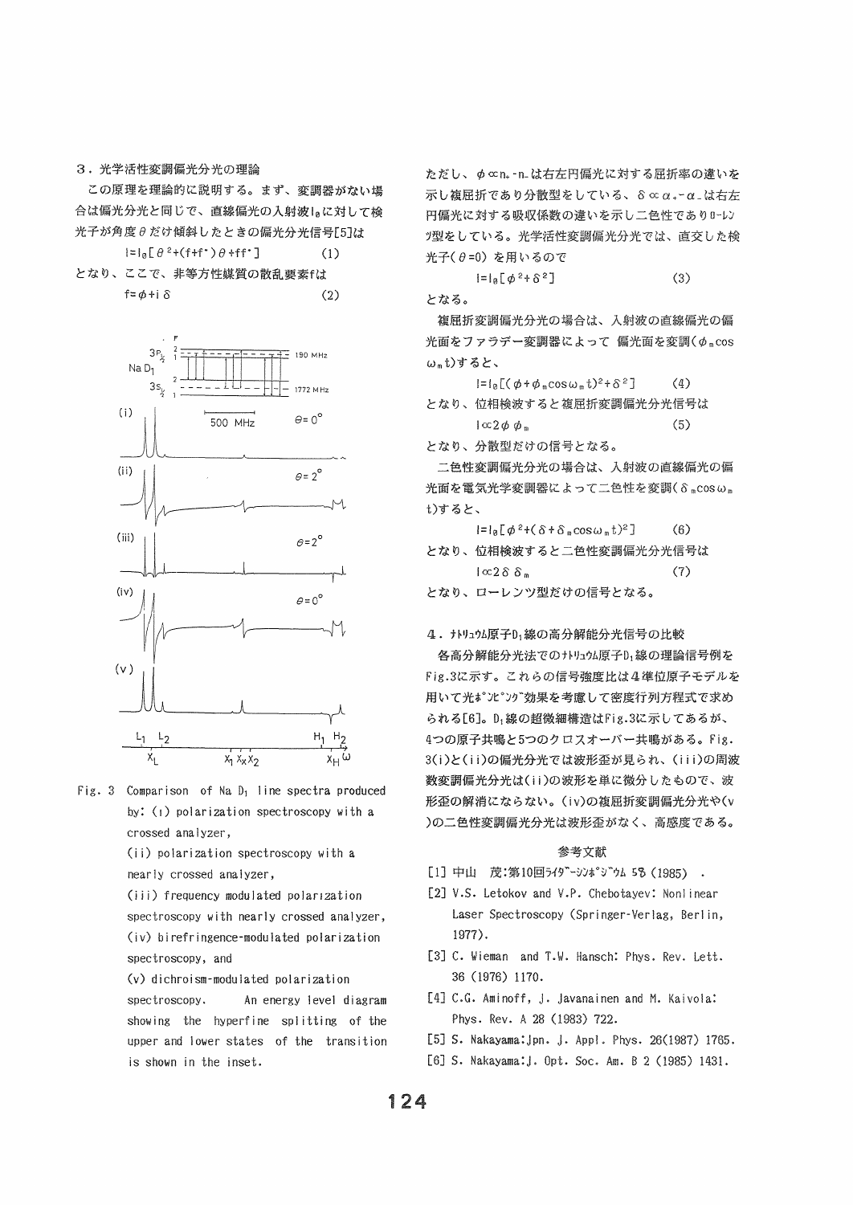### 3．光学活性変調偏光分光の理論

この原理を理論的に説明する。まず、変調器がない場合は偏光分光と同じで、直線偏光の入射波$I_0$に対して検光子が角度$\theta$だけ傾斜したときの偏光分光信号[5]は

$$I=I_0[\theta^2+(f+f^*)\theta+ff^*] \qquad (1)$$

となり、ここで、非等方性媒質の散乱要素fは

$$f=\phi+i\delta \qquad (2)$$

3P½ 2 1
Na D1
3S½ 2 1
190 MHz
1772 MHz
(i) 500 MHz θ=0°
(ii) θ=2°
(iii) θ=2°
(iv) θ=0°
(v)
L1 L2 H1 H2
XL X1 XX X2 XH ω

Fig. 3 Comparison of Na $D_1$ line spectra produced by: (i) polarization spectroscopy with a crossed analyzer, (ii) polarization spectroscopy with a nearly crossed analyzer, (iii) frequency modulated polarization spectroscopy with nearly crossed analyzer, (iv) birefringence-modulated polarization spectroscopy, and (v) dichroism-modulated polarization spectroscopy. An energy level diagram showing the hyperfine splitting of the upper and lower states of the transition is shown in the inset.

ただし、$\phi\propto n_+-n_-$は右左円偏光に対する屈折率の違いを示し複屈折であり分散型をしている、$\delta\propto\alpha_+-\alpha_-$は右左円偏光に対する吸収係数の違いを示し二色性でありローレンツ型をしている。光学活性変調偏光分光では、直交した検光子($\theta=0$)を用いるので

$$I=I_0[\phi^2+\delta^2] \qquad (3)$$

となる。

複屈折変調偏光分光の場合は、入射波の直線偏光の偏光面をファラデー変調器によって偏光面を変調($\phi_m\cos\omega_m t$)すると、

$$I=I_0[(\phi+\phi_m\cos\omega_m t)^2+\delta^2] \qquad (4)$$

となり、位相検波すると複屈折変調偏光分光信号は

$$I\propto 2\phi\,\phi_m \qquad (5)$$

となり、分散型だけの信号となる。

二色性変調偏光分光の場合は、入射波の直線偏光の偏光面を電気光学変調器によって二色性を変調($\delta_m\cos\omega_m t$)すると、

$$I=I_0[\phi^2+(\delta+\delta_m\cos\omega_m t)^2] \qquad (6)$$

となり、位相検波すると二色性変調偏光分光信号は

$$I\propto 2\delta\,\delta_m \qquad (7)$$

となり、ローレンツ型だけの信号となる。

### 4．ﾅﾄﾘｭｳﾑ原子$D_1$線の高分解能分光信号の比較

各高分解能分光法でのﾅﾄﾘｭｳﾑ原子$D_1$線の理論信号例をFig.3に示す。これらの信号強度比は4準位原子モデルを用いて光ﾎﾟﾝﾋﾟﾝｸﾞ効果を考慮して密度行列方程式で求められる[6]。$D_1$線の超微細構造はFig.3に示してあるが、4つの原子共鳴と5つのクロスオーバー共鳴がある。Fig.3(i)と(ii)の偏光分光では波形歪が見られ、(iii)の周波数変調偏光分光は(ii)の波形を単に微分したもので、波形歪の解消にならない。(iv)の複屈折変調偏光分光や(v)の二色性変調偏光分光は波形歪がなく、高感度である。

#### 参考文献

[1] 中山　茂:第10回ﾚｲﾀﾞｰｼﾝﾎﾟｼﾞｳﾑ 5B (1985)．

[2] V.S. Letokov and V.P. Chebotayev: Nonlinear Laser Spectroscopy (Springer-Verlag, Berlin, 1977).

[3] C. Wieman and T.W. Hansch: Phys. Rev. Lett. 36 (1976) 1170.

[4] C.G. Aminoff, J. Javanainen and M. Kaivola: Phys. Rev. A 28 (1983) 722.

[5] S. Nakayama:Jpn. J. Appl. Phys. 26(1987) 1765.

[6] S. Nakayama:J. Opt. Soc. Am. B 2 (1985) 1431.